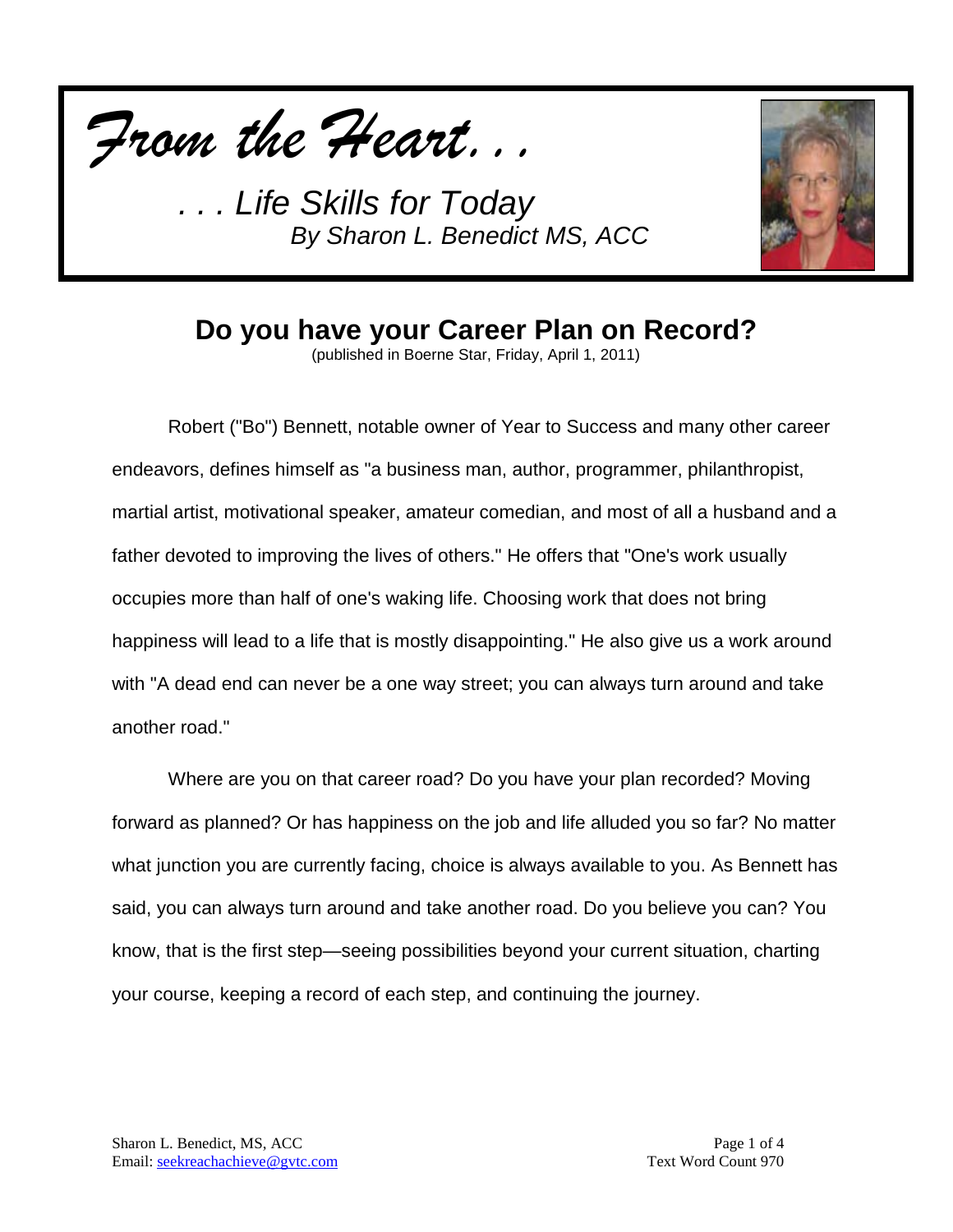*From the Heart. . .*

*. . . Life Skills for Today*
*By Sharon L. Benedict MS, ACC*

# Do you have your Career Plan on Record?

(published in Boerne Star, Friday, April 1, 2011)

Robert ("Bo") Bennett, notable owner of Year to Success and many other career endeavors, defines himself as "a business man, author, programmer, philanthropist, martial artist, motivational speaker, amateur comedian, and most of all a husband and a father devoted to improving the lives of others." He offers that "One's work usually occupies more than half of one's waking life. Choosing work that does not bring happiness will lead to a life that is mostly disappointing." He also give us a work around with "A dead end can never be a one way street; you can always turn around and take another road."

Where are you on that career road? Do you have your plan recorded? Moving forward as planned? Or has happiness on the job and life alluded you so far? No matter what junction you are currently facing, choice is always available to you. As Bennett has said, you can always turn around and take another road. Do you believe you can? You know, that is the first step—seeing possibilities beyond your current situation, charting your course, keeping a record of each step, and continuing the journey.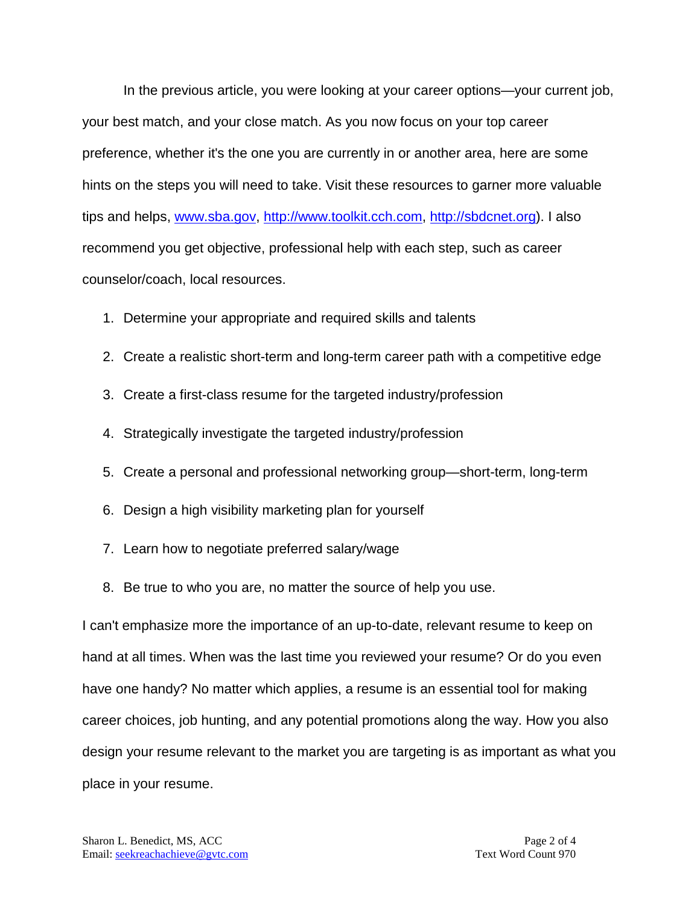In the previous article, you were looking at your career options—your current job, your best match, and your close match. As you now focus on your top career preference, whether it's the one you are currently in or another area, here are some hints on the steps you will need to take. Visit these resources to garner more valuable tips and helps, www.sba.gov, http://www.toolkit.cch.com, http://sbdcnet.org). I also recommend you get objective, professional help with each step, such as career counselor/coach, local resources.

1. Determine your appropriate and required skills and talents
2. Create a realistic short-term and long-term career path with a competitive edge
3. Create a first-class resume for the targeted industry/profession
4. Strategically investigate the targeted industry/profession
5. Create a personal and professional networking group—short-term, long-term
6. Design a high visibility marketing plan for yourself
7. Learn how to negotiate preferred salary/wage
8. Be true to who you are, no matter the source of help you use.

I can't emphasize more the importance of an up-to-date, relevant resume to keep on hand at all times. When was the last time you reviewed your resume? Or do you even have one handy? No matter which applies, a resume is an essential tool for making career choices, job hunting, and any potential promotions along the way. How you also design your resume relevant to the market you are targeting is as important as what you place in your resume.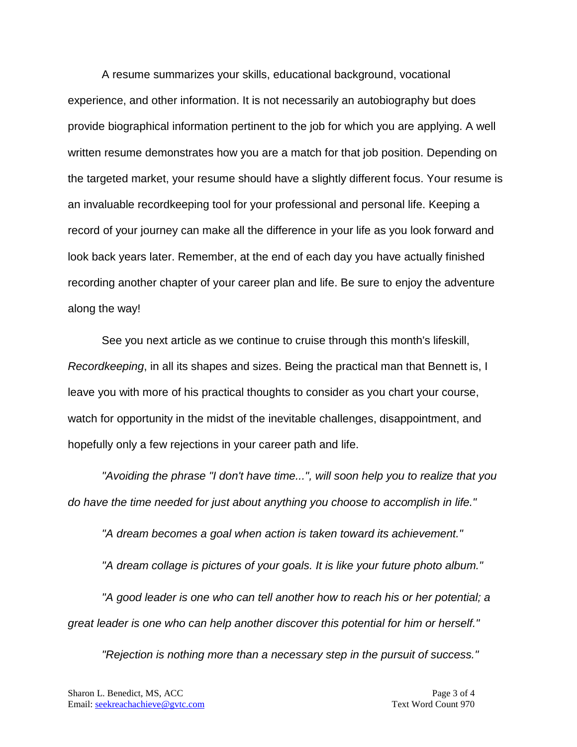A resume summarizes your skills, educational background, vocational experience, and other information. It is not necessarily an autobiography but does provide biographical information pertinent to the job for which you are applying. A well written resume demonstrates how you are a match for that job position. Depending on the targeted market, your resume should have a slightly different focus. Your resume is an invaluable recordkeeping tool for your professional and personal life. Keeping a record of your journey can make all the difference in your life as you look forward and look back years later. Remember, at the end of each day you have actually finished recording another chapter of your career plan and life. Be sure to enjoy the adventure along the way!

See you next article as we continue to cruise through this month's lifeskill, *Recordkeeping*, in all its shapes and sizes. Being the practical man that Bennett is, I leave you with more of his practical thoughts to consider as you chart your course, watch for opportunity in the midst of the inevitable challenges, disappointment, and hopefully only a few rejections in your career path and life.

*"Avoiding the phrase "I don't have time...", will soon help you to realize that you do have the time needed for just about anything you choose to accomplish in life."*

*"A dream becomes a goal when action is taken toward its achievement."*

*"A dream collage is pictures of your goals. It is like your future photo album."*

*"A good leader is one who can tell another how to reach his or her potential; a great leader is one who can help another discover this potential for him or herself."*

*"Rejection is nothing more than a necessary step in the pursuit of success."*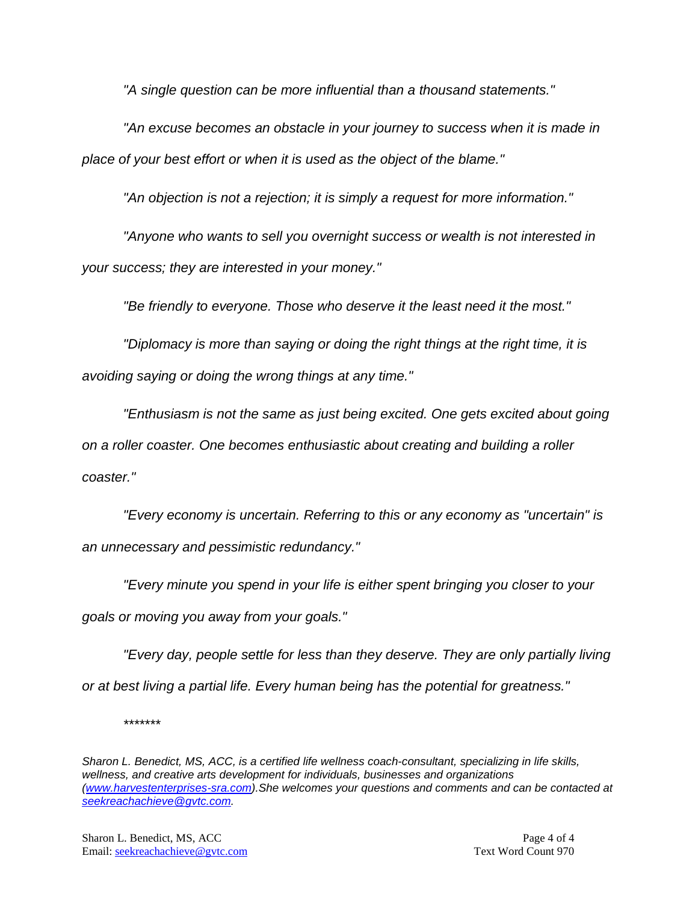*"A single question can be more influential than a thousand statements."*

*"An excuse becomes an obstacle in your journey to success when it is made in place of your best effort or when it is used as the object of the blame."*

*"An objection is not a rejection; it is simply a request for more information."*

*"Anyone who wants to sell you overnight success or wealth is not interested in your success; they are interested in your money."*

*"Be friendly to everyone. Those who deserve it the least need it the most."*

*"Diplomacy is more than saying or doing the right things at the right time, it is avoiding saying or doing the wrong things at any time."*

*"Enthusiasm is not the same as just being excited. One gets excited about going on a roller coaster. One becomes enthusiastic about creating and building a roller coaster."*

*"Every economy is uncertain. Referring to this or any economy as "uncertain" is an unnecessary and pessimistic redundancy."*

*"Every minute you spend in your life is either spent bringing you closer to your goals or moving you away from your goals."*

*"Every day, people settle for less than they deserve. They are only partially living or at best living a partial life. Every human being has the potential for greatness."*

*******

*Sharon L. Benedict, MS, ACC, is a certified life wellness coach-consultant, specializing in life skills, wellness, and creative arts development for individuals, businesses and organizations ([www.harvestenterprises-sra.com](http://www.harvestenterprises-sra.com)).She welcomes your questions and comments and can be contacted at [seekreachachieve@gvtc.com](mailto:seekreachachieve@gvtc.com).*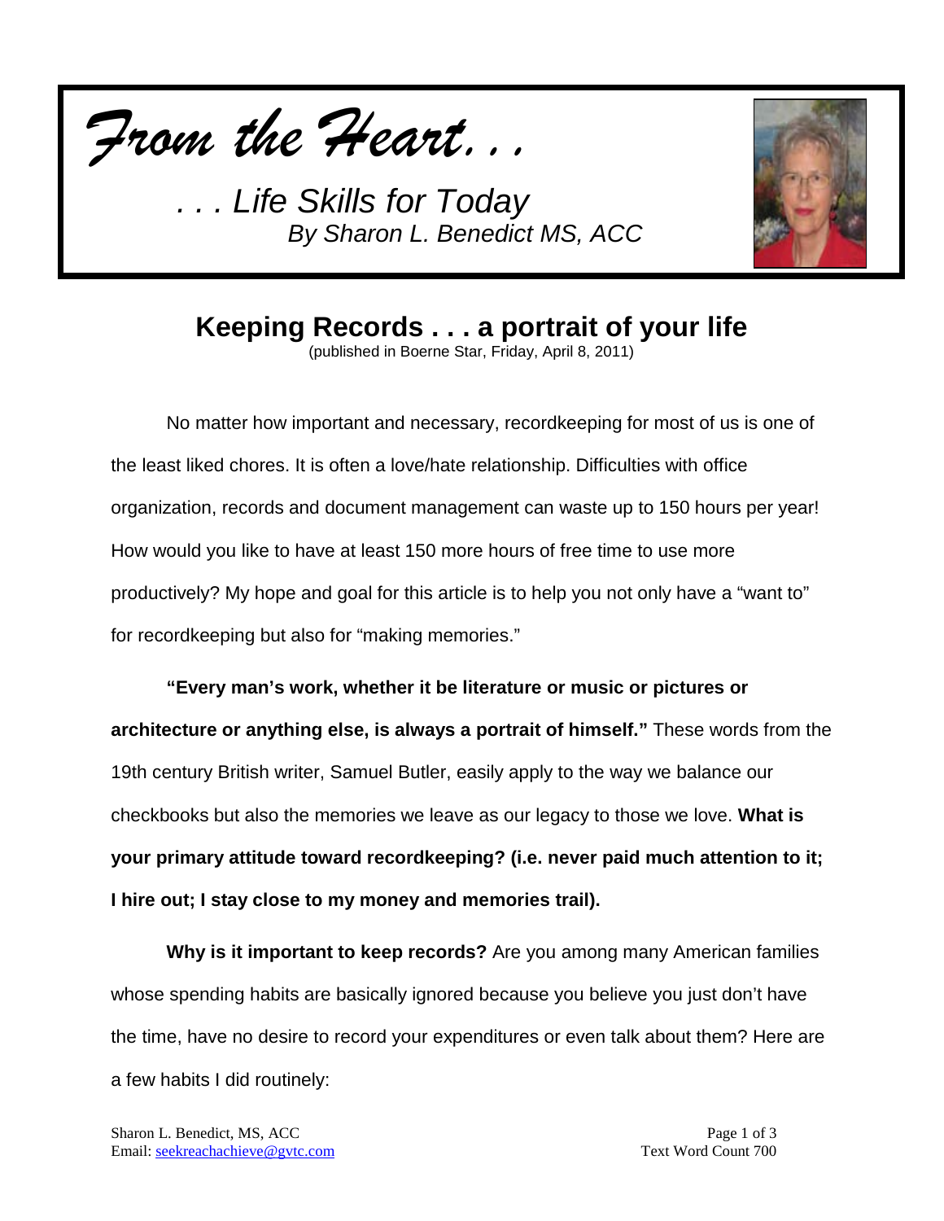*From the Heart. . .*

*. . . Life Skills for Today*
*By Sharon L. Benedict MS, ACC*

# Keeping Records . . . a portrait of your life

(published in Boerne Star, Friday, April 8, 2011)

No matter how important and necessary, recordkeeping for most of us is one of the least liked chores. It is often a love/hate relationship. Difficulties with office organization, records and document management can waste up to 150 hours per year! How would you like to have at least 150 more hours of free time to use more productively? My hope and goal for this article is to help you not only have a "want to" for recordkeeping but also for "making memories."

**"Every man's work, whether it be literature or music or pictures or architecture or anything else, is always a portrait of himself."** These words from the 19th century British writer, Samuel Butler, easily apply to the way we balance our checkbooks but also the memories we leave as our legacy to those we love. **What is your primary attitude toward recordkeeping? (i.e. never paid much attention to it; I hire out; I stay close to my money and memories trail).**

**Why is it important to keep records?** Are you among many American families whose spending habits are basically ignored because you believe you just don't have the time, have no desire to record your expenditures or even talk about them? Here are a few habits I did routinely: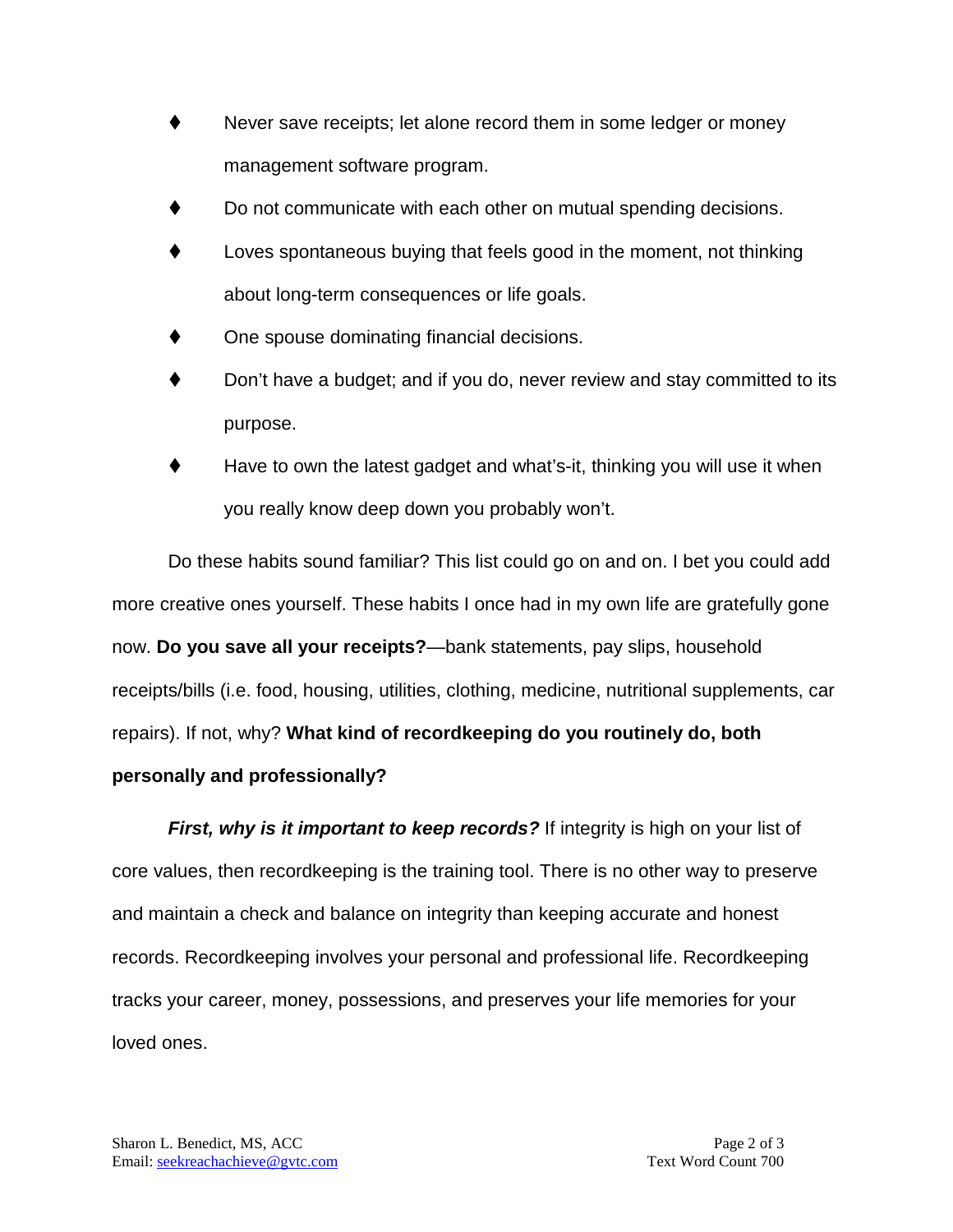- Never save receipts; let alone record them in some ledger or money management software program.
- Do not communicate with each other on mutual spending decisions.
- Loves spontaneous buying that feels good in the moment, not thinking about long-term consequences or life goals.
- One spouse dominating financial decisions.
- Don't have a budget; and if you do, never review and stay committed to its purpose.
- Have to own the latest gadget and what's-it, thinking you will use it when you really know deep down you probably won't.

Do these habits sound familiar? This list could go on and on. I bet you could add more creative ones yourself. These habits I once had in my own life are gratefully gone now. **Do you save all your receipts?**—bank statements, pay slips, household receipts/bills (i.e. food, housing, utilities, clothing, medicine, nutritional supplements, car repairs). If not, why? **What kind of recordkeeping do you routinely do, both personally and professionally?**

***First, why is it important to keep records?*** If integrity is high on your list of core values, then recordkeeping is the training tool. There is no other way to preserve and maintain a check and balance on integrity than keeping accurate and honest records. Recordkeeping involves your personal and professional life. Recordkeeping tracks your career, money, possessions, and preserves your life memories for your loved ones.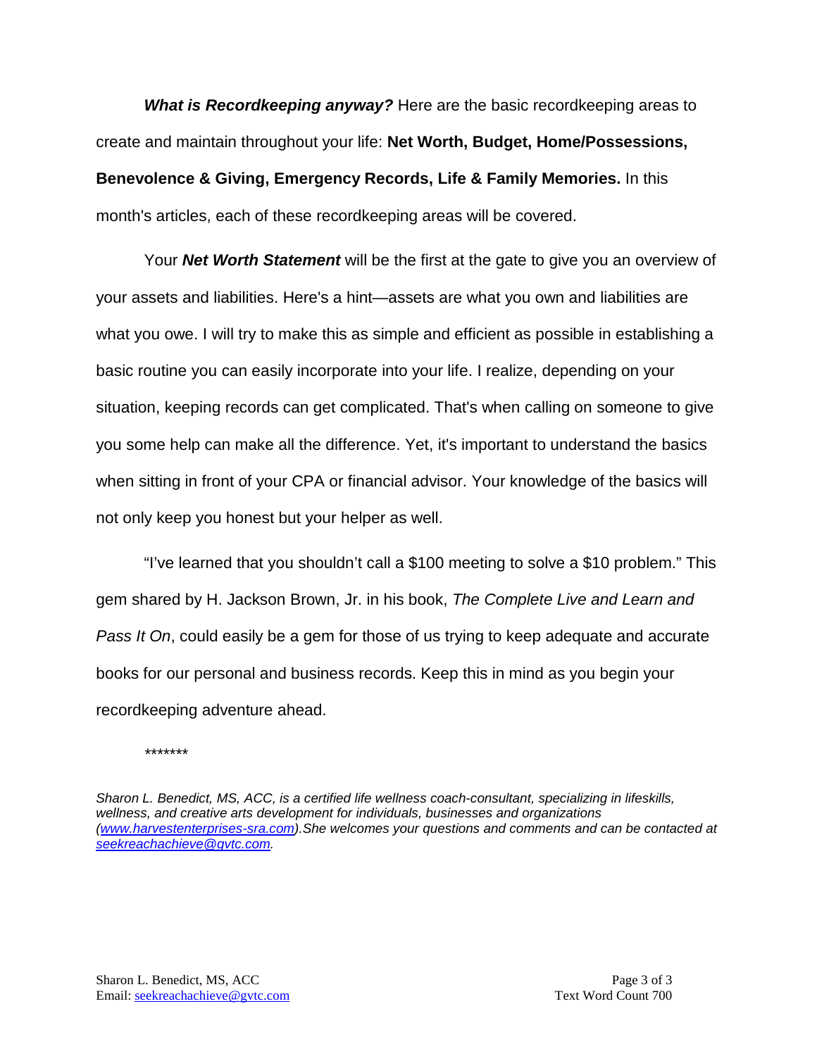***What is Recordkeeping anyway?*** Here are the basic recordkeeping areas to create and maintain throughout your life: **Net Worth, Budget, Home/Possessions, Benevolence & Giving, Emergency Records, Life & Family Memories.** In this month's articles, each of these recordkeeping areas will be covered.

Your ***Net Worth Statement*** will be the first at the gate to give you an overview of your assets and liabilities. Here's a hint—assets are what you own and liabilities are what you owe. I will try to make this as simple and efficient as possible in establishing a basic routine you can easily incorporate into your life. I realize, depending on your situation, keeping records can get complicated. That's when calling on someone to give you some help can make all the difference. Yet, it's important to understand the basics when sitting in front of your CPA or financial advisor. Your knowledge of the basics will not only keep you honest but your helper as well.

"I've learned that you shouldn't call a $100 meeting to solve a $10 problem." This gem shared by H. Jackson Brown, Jr. in his book, *The Complete Live and Learn and Pass It On*, could easily be a gem for those of us trying to keep adequate and accurate books for our personal and business records. Keep this in mind as you begin your recordkeeping adventure ahead.

*******

*Sharon L. Benedict, MS, ACC, is a certified life wellness coach-consultant, specializing in lifeskills, wellness, and creative arts development for individuals, businesses and organizations ([www.harvestenterprises-sra.com](http://www.harvestenterprises-sra.com)).She welcomes your questions and comments and can be contacted at [seekreachachieve@gvtc.com](mailto:seekreachachieve@gvtc.com).*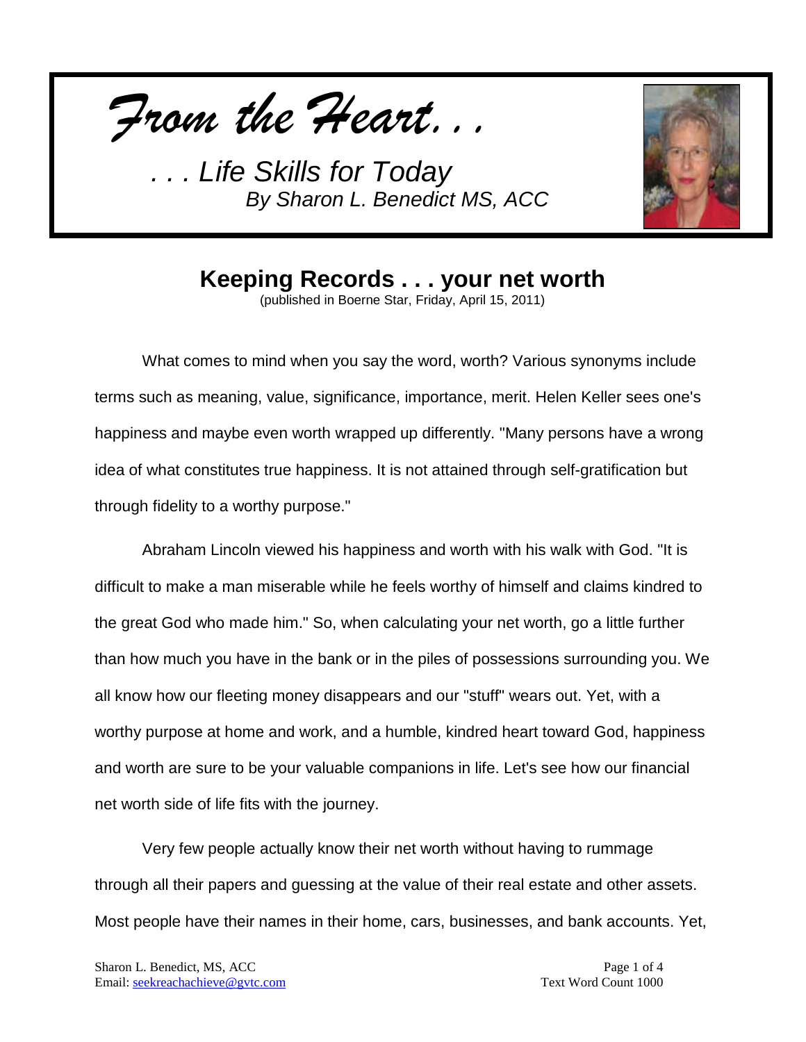*From the Heart...*

*... Life Skills for Today*
*By Sharon L. Benedict MS, ACC*

## Keeping Records . . . your net worth

(published in Boerne Star, Friday, April 15, 2011)

What comes to mind when you say the word, worth? Various synonyms include terms such as meaning, value, significance, importance, merit. Helen Keller sees one's happiness and maybe even worth wrapped up differently. "Many persons have a wrong idea of what constitutes true happiness. It is not attained through self-gratification but through fidelity to a worthy purpose."

Abraham Lincoln viewed his happiness and worth with his walk with God. "It is difficult to make a man miserable while he feels worthy of himself and claims kindred to the great God who made him." So, when calculating your net worth, go a little further than how much you have in the bank or in the piles of possessions surrounding you. We all know how our fleeting money disappears and our "stuff" wears out. Yet, with a worthy purpose at home and work, and a humble, kindred heart toward God, happiness and worth are sure to be your valuable companions in life. Let's see how our financial net worth side of life fits with the journey.

Very few people actually know their net worth without having to rummage through all their papers and guessing at the value of their real estate and other assets. Most people have their names in their home, cars, businesses, and bank accounts. Yet,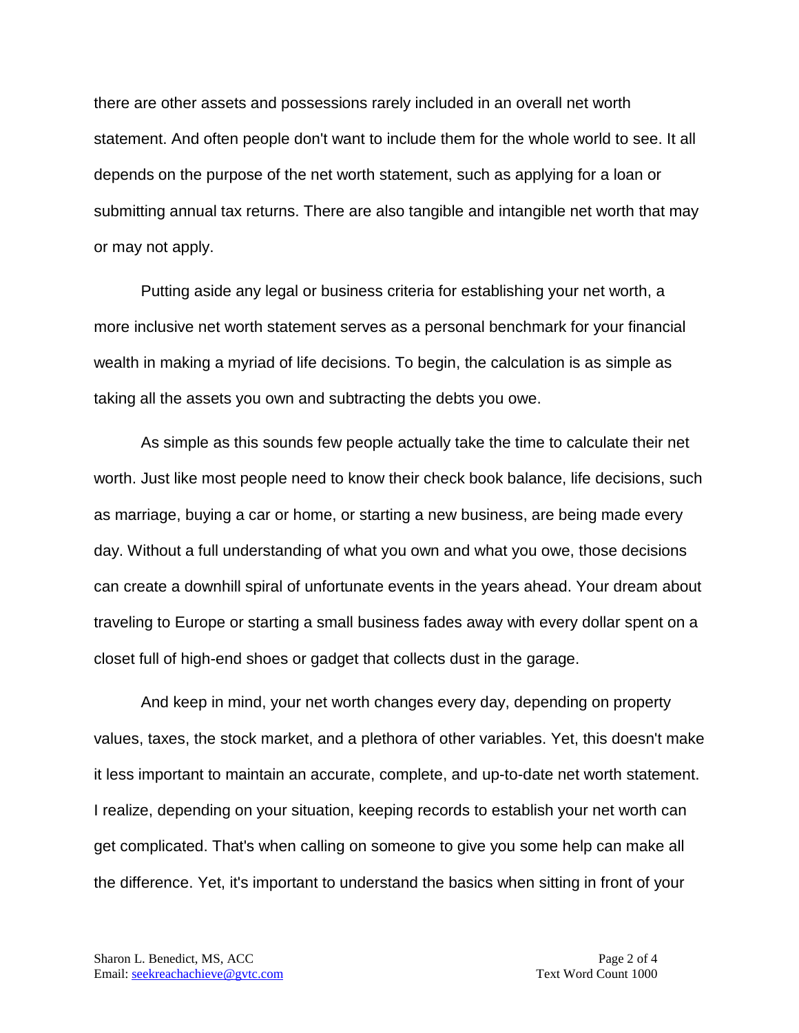there are other assets and possessions rarely included in an overall net worth statement. And often people don't want to include them for the whole world to see. It all depends on the purpose of the net worth statement, such as applying for a loan or submitting annual tax returns. There are also tangible and intangible net worth that may or may not apply.

Putting aside any legal or business criteria for establishing your net worth, a more inclusive net worth statement serves as a personal benchmark for your financial wealth in making a myriad of life decisions. To begin, the calculation is as simple as taking all the assets you own and subtracting the debts you owe.

As simple as this sounds few people actually take the time to calculate their net worth. Just like most people need to know their check book balance, life decisions, such as marriage, buying a car or home, or starting a new business, are being made every day. Without a full understanding of what you own and what you owe, those decisions can create a downhill spiral of unfortunate events in the years ahead. Your dream about traveling to Europe or starting a small business fades away with every dollar spent on a closet full of high-end shoes or gadget that collects dust in the garage.

And keep in mind, your net worth changes every day, depending on property values, taxes, the stock market, and a plethora of other variables. Yet, this doesn't make it less important to maintain an accurate, complete, and up-to-date net worth statement. I realize, depending on your situation, keeping records to establish your net worth can get complicated. That's when calling on someone to give you some help can make all the difference. Yet, it's important to understand the basics when sitting in front of your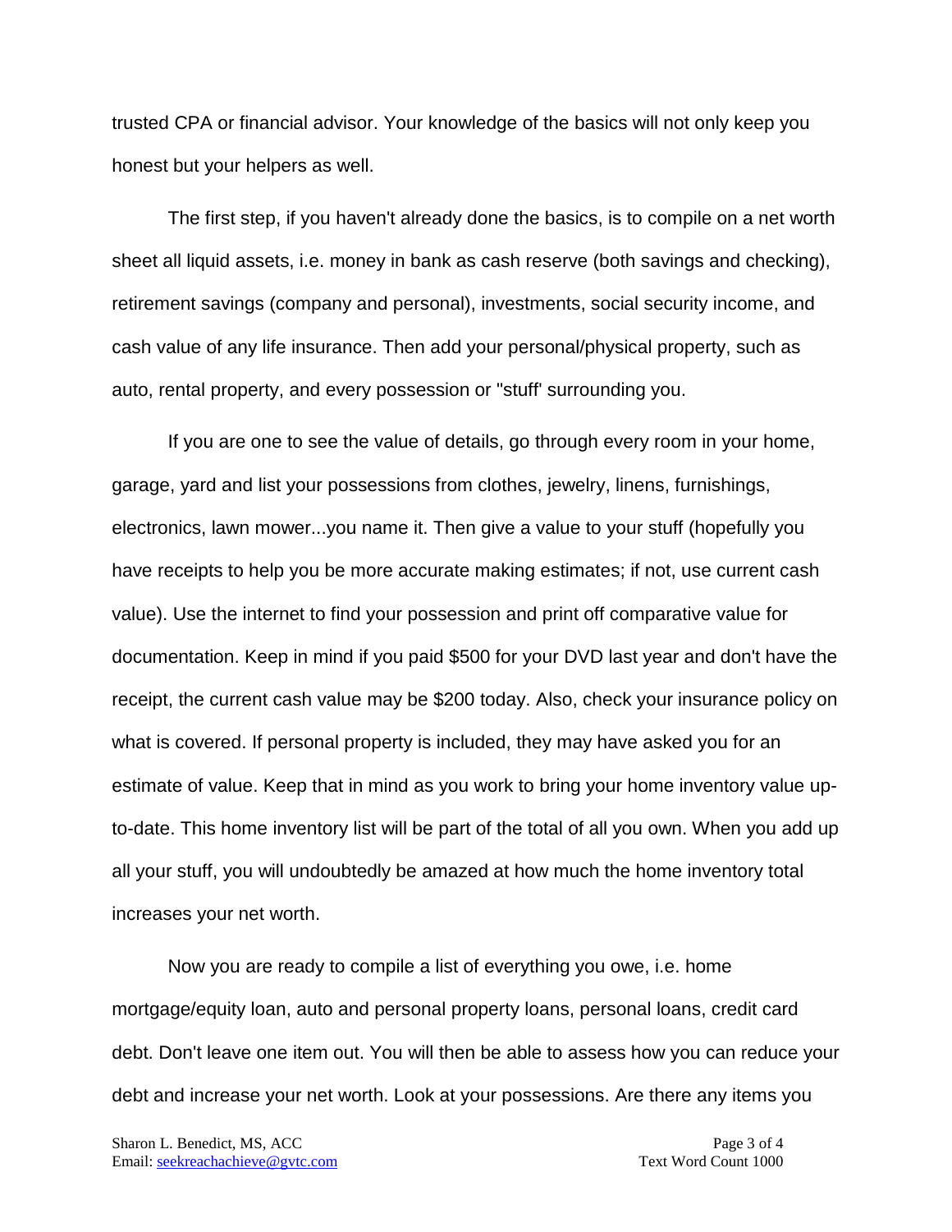trusted CPA or financial advisor. Your knowledge of the basics will not only keep you honest but your helpers as well.

The first step, if you haven't already done the basics, is to compile on a net worth sheet all liquid assets, i.e. money in bank as cash reserve (both savings and checking), retirement savings (company and personal), investments, social security income, and cash value of any life insurance. Then add your personal/physical property, such as auto, rental property, and every possession or "stuff' surrounding you.

If you are one to see the value of details, go through every room in your home, garage, yard and list your possessions from clothes, jewelry, linens, furnishings, electronics, lawn mower...you name it. Then give a value to your stuff (hopefully you have receipts to help you be more accurate making estimates; if not, use current cash value). Use the internet to find your possession and print off comparative value for documentation. Keep in mind if you paid $500 for your DVD last year and don't have the receipt, the current cash value may be $200 today. Also, check your insurance policy on what is covered. If personal property is included, they may have asked you for an estimate of value. Keep that in mind as you work to bring your home inventory value up-to-date. This home inventory list will be part of the total of all you own. When you add up all your stuff, you will undoubtedly be amazed at how much the home inventory total increases your net worth.

Now you are ready to compile a list of everything you owe, i.e. home mortgage/equity loan, auto and personal property loans, personal loans, credit card debt. Don't leave one item out. You will then be able to assess how you can reduce your debt and increase your net worth. Look at your possessions. Are there any items you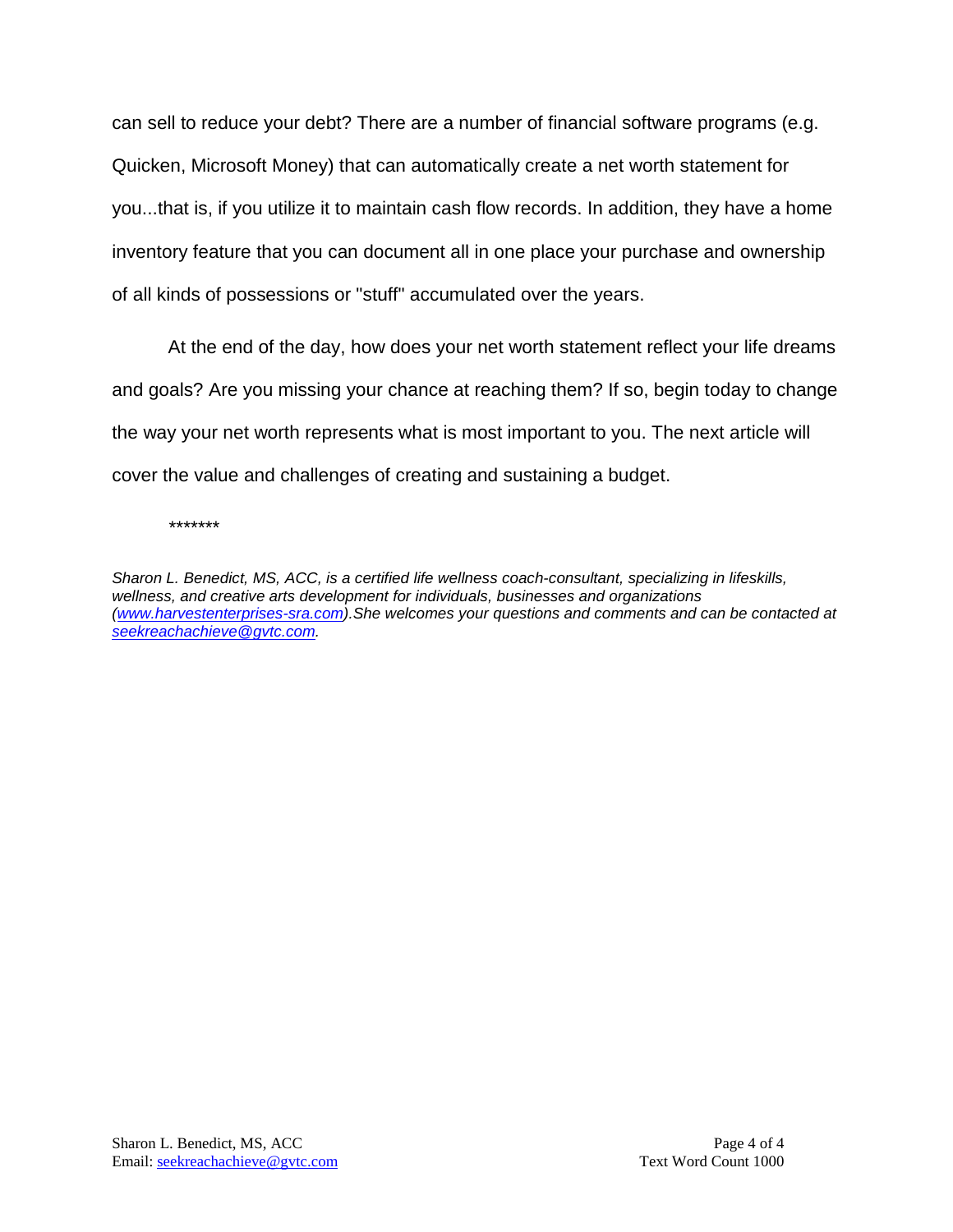can sell to reduce your debt? There are a number of financial software programs (e.g. Quicken, Microsoft Money) that can automatically create a net worth statement for you...that is, if you utilize it to maintain cash flow records. In addition, they have a home inventory feature that you can document all in one place your purchase and ownership of all kinds of possessions or "stuff" accumulated over the years.

At the end of the day, how does your net worth statement reflect your life dreams and goals? Are you missing your chance at reaching them? If so, begin today to change the way your net worth represents what is most important to you. The next article will cover the value and challenges of creating and sustaining a budget.

*******

*Sharon L. Benedict, MS, ACC, is a certified life wellness coach-consultant, specializing in lifeskills, wellness, and creative arts development for individuals, businesses and organizations (www.harvestenterprises-sra.com).She welcomes your questions and comments and can be contacted at seekreachachieve@gvtc.com.*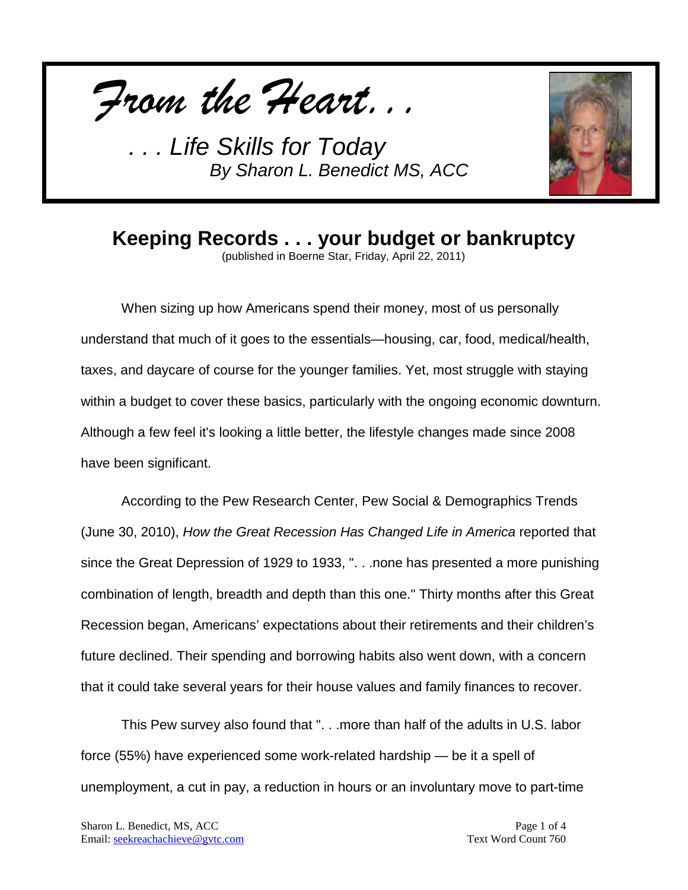*From the Heart. . .*

*. . . Life Skills for Today*
*By Sharon L. Benedict MS, ACC*

## Keeping Records . . . your budget or bankruptcy

(published in Boerne Star, Friday, April 22, 2011)

When sizing up how Americans spend their money, most of us personally understand that much of it goes to the essentials—housing, car, food, medical/health, taxes, and daycare of course for the younger families. Yet, most struggle with staying within a budget to cover these basics, particularly with the ongoing economic downturn. Although a few feel it's looking a little better, the lifestyle changes made since 2008 have been significant.

According to the Pew Research Center, Pew Social & Demographics Trends (June 30, 2010), *How the Great Recession Has Changed Life in America* reported that since the Great Depression of 1929 to 1933, ". . .none has presented a more punishing combination of length, breadth and depth than this one." Thirty months after this Great Recession began, Americans' expectations about their retirements and their children's future declined. Their spending and borrowing habits also went down, with a concern that it could take several years for their house values and family finances to recover.

This Pew survey also found that ". . .more than half of the adults in U.S. labor force (55%) have experienced some work-related hardship — be it a spell of unemployment, a cut in pay, a reduction in hours or an involuntary move to part-time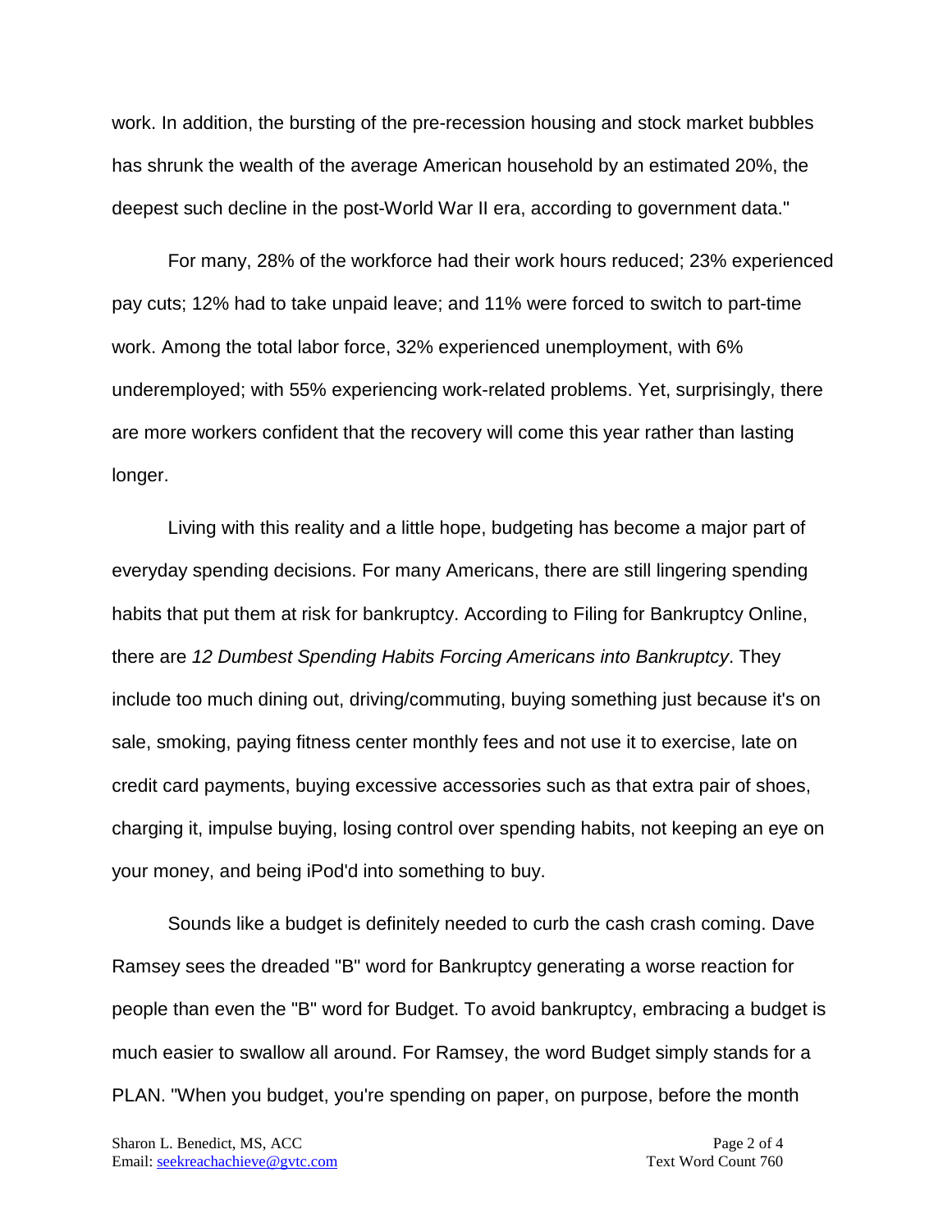work. In addition, the bursting of the pre-recession housing and stock market bubbles has shrunk the wealth of the average American household by an estimated 20%, the deepest such decline in the post-World War II era, according to government data."

For many, 28% of the workforce had their work hours reduced; 23% experienced pay cuts; 12% had to take unpaid leave; and 11% were forced to switch to part-time work. Among the total labor force, 32% experienced unemployment, with 6% underemployed; with 55% experiencing work-related problems. Yet, surprisingly, there are more workers confident that the recovery will come this year rather than lasting longer.

Living with this reality and a little hope, budgeting has become a major part of everyday spending decisions. For many Americans, there are still lingering spending habits that put them at risk for bankruptcy. According to Filing for Bankruptcy Online, there are *12 Dumbest Spending Habits Forcing Americans into Bankruptcy*. They include too much dining out, driving/commuting, buying something just because it's on sale, smoking, paying fitness center monthly fees and not use it to exercise, late on credit card payments, buying excessive accessories such as that extra pair of shoes, charging it, impulse buying, losing control over spending habits, not keeping an eye on your money, and being iPod'd into something to buy.

Sounds like a budget is definitely needed to curb the cash crash coming. Dave Ramsey sees the dreaded "B" word for Bankruptcy generating a worse reaction for people than even the "B" word for Budget. To avoid bankruptcy, embracing a budget is much easier to swallow all around. For Ramsey, the word Budget simply stands for a PLAN. "When you budget, you're spending on paper, on purpose, before the month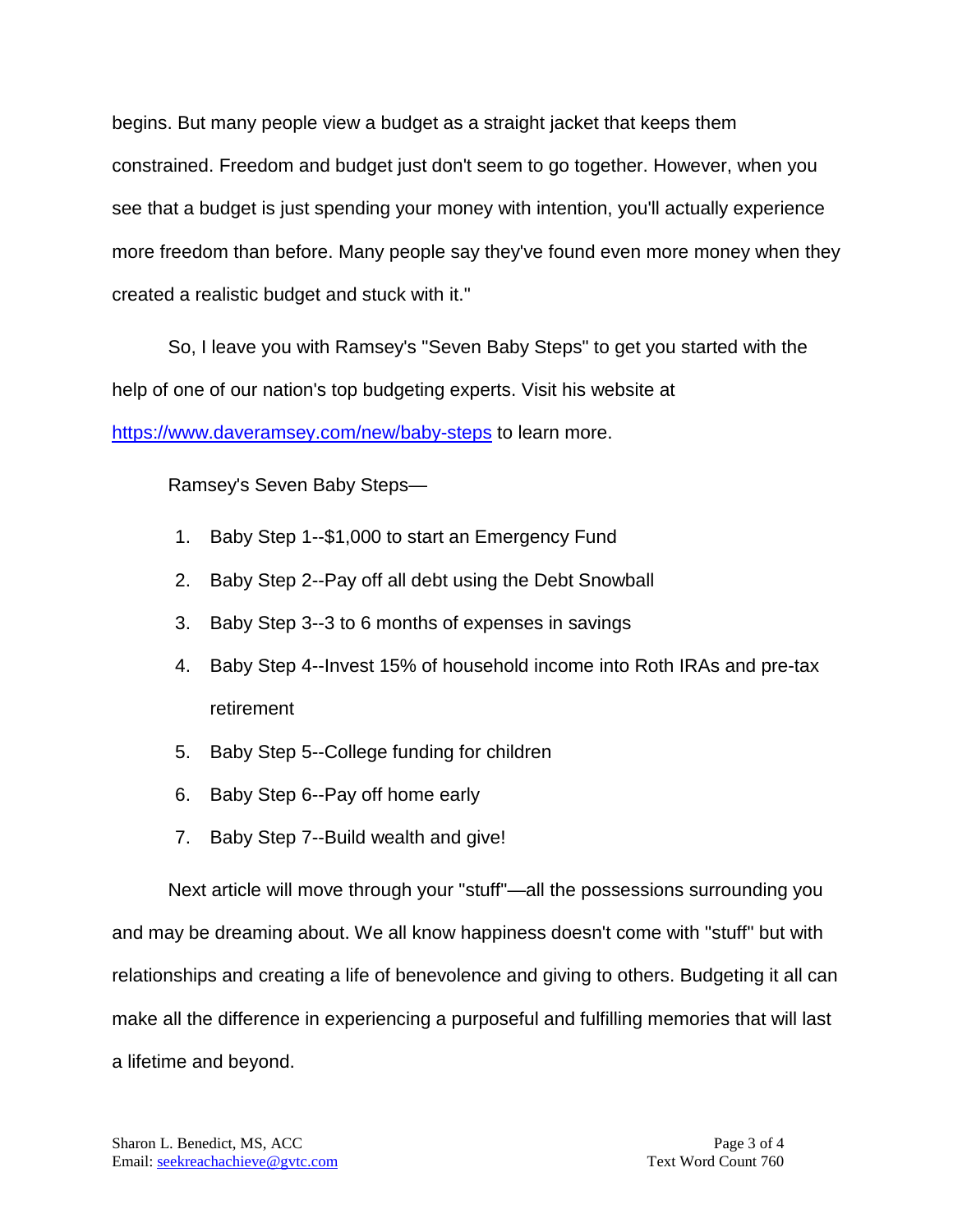begins. But many people view a budget as a straight jacket that keeps them constrained. Freedom and budget just don't seem to go together. However, when you see that a budget is just spending your money with intention, you'll actually experience more freedom than before. Many people say they've found even more money when they created a realistic budget and stuck with it."

So, I leave you with Ramsey's "Seven Baby Steps" to get you started with the help of one of our nation's top budgeting experts. Visit his website at https://www.daveramsey.com/new/baby-steps to learn more.

Ramsey's Seven Baby Steps—

1. Baby Step 1--$1,000 to start an Emergency Fund
2. Baby Step 2--Pay off all debt using the Debt Snowball
3. Baby Step 3--3 to 6 months of expenses in savings
4. Baby Step 4--Invest 15% of household income into Roth IRAs and pre-tax retirement
5. Baby Step 5--College funding for children
6. Baby Step 6--Pay off home early
7. Baby Step 7--Build wealth and give!

Next article will move through your "stuff"—all the possessions surrounding you and may be dreaming about. We all know happiness doesn't come with "stuff" but with relationships and creating a life of benevolence and giving to others. Budgeting it all can make all the difference in experiencing a purposeful and fulfilling memories that will last a lifetime and beyond.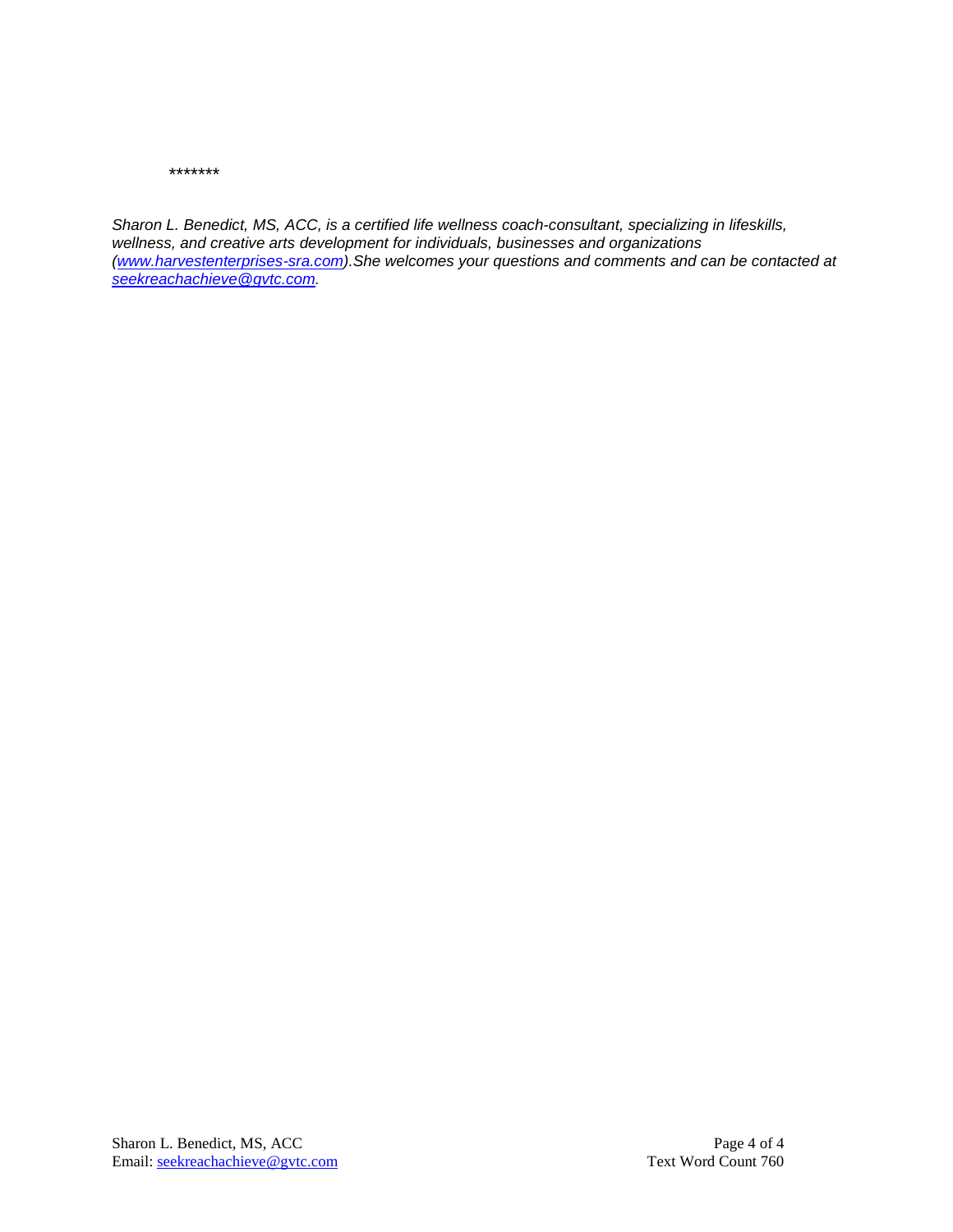*******

*Sharon L. Benedict, MS, ACC, is a certified life wellness coach-consultant, specializing in lifeskills, wellness, and creative arts development for individuals, businesses and organizations ([www.harvestenterprises-sra.com](http://www.harvestenterprises-sra.com)).She welcomes your questions and comments and can be contacted at [seekreachachieve@gvtc.com](mailto:seekreachachieve@gvtc.com).*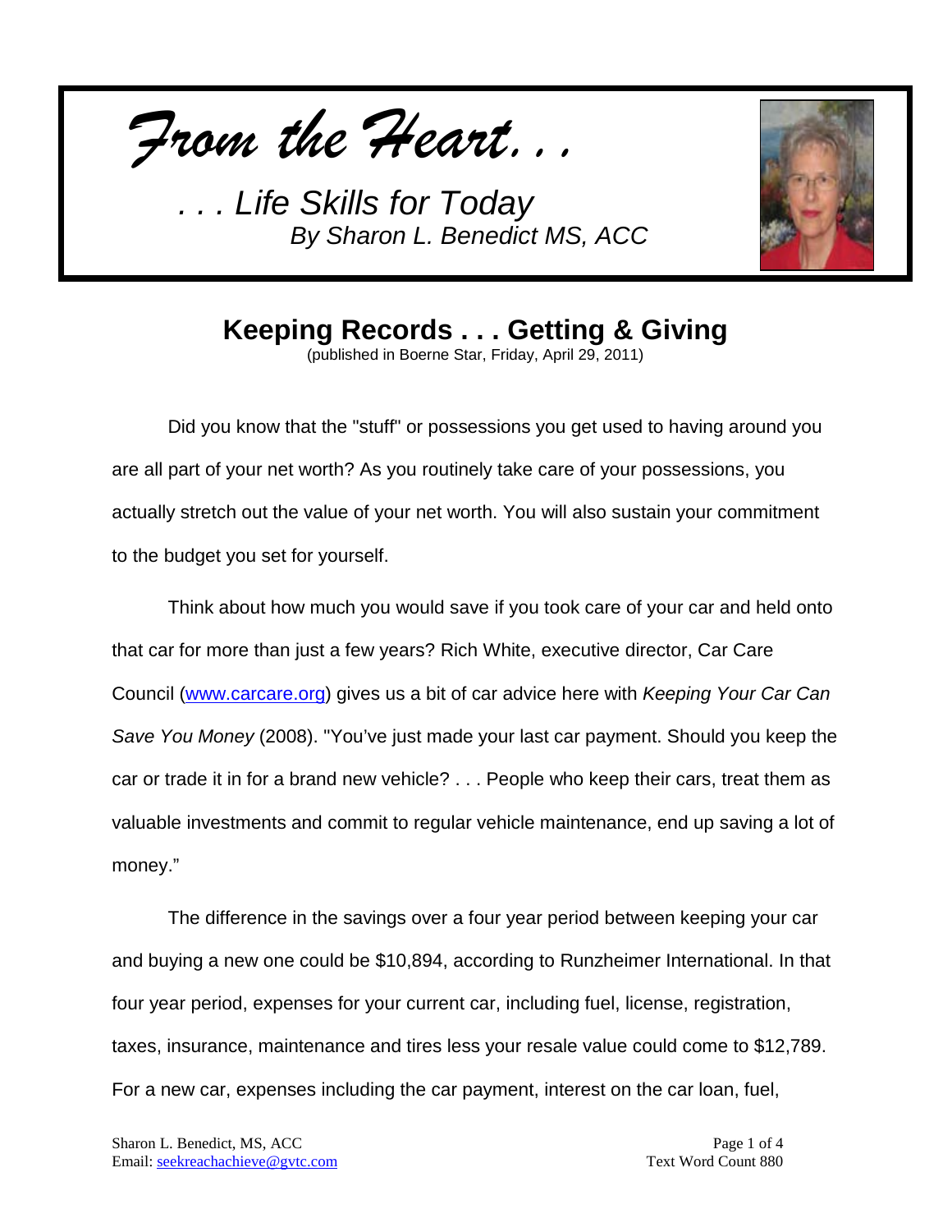*From the Heart. . .*

*. . . Life Skills for Today*
*By Sharon L. Benedict MS, ACC*

# Keeping Records . . . Getting & Giving

(published in Boerne Star, Friday, April 29, 2011)

Did you know that the "stuff" or possessions you get used to having around you are all part of your net worth? As you routinely take care of your possessions, you actually stretch out the value of your net worth. You will also sustain your commitment to the budget you set for yourself.

Think about how much you would save if you took care of your car and held onto that car for more than just a few years? Rich White, executive director, Car Care Council (www.carcare.org) gives us a bit of car advice here with *Keeping Your Car Can Save You Money* (2008). "You've just made your last car payment. Should you keep the car or trade it in for a brand new vehicle? . . . People who keep their cars, treat them as valuable investments and commit to regular vehicle maintenance, end up saving a lot of money."

The difference in the savings over a four year period between keeping your car and buying a new one could be $10,894, according to Runzheimer International. In that four year period, expenses for your current car, including fuel, license, registration, taxes, insurance, maintenance and tires less your resale value could come to $12,789. For a new car, expenses including the car payment, interest on the car loan, fuel,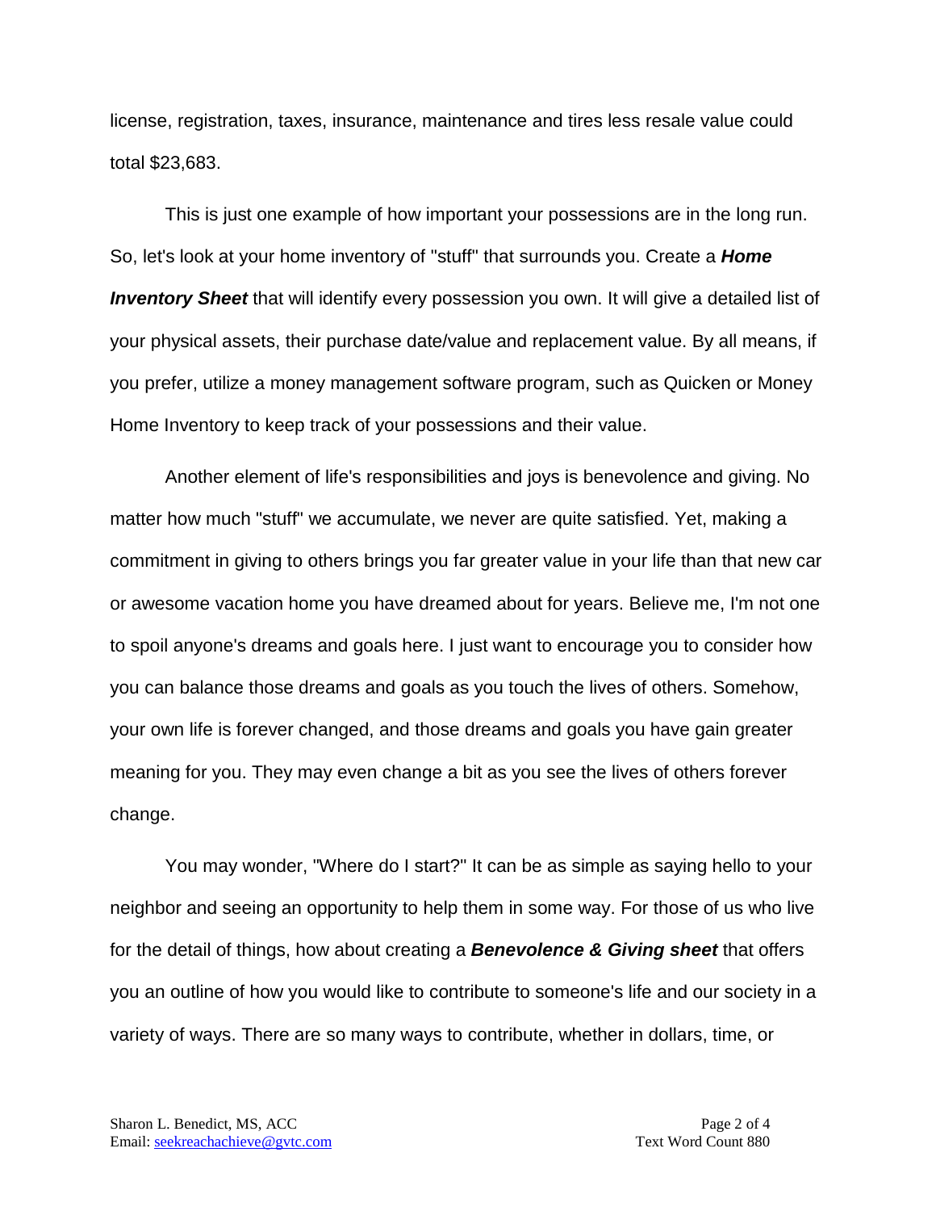license, registration, taxes, insurance, maintenance and tires less resale value could total $23,683.

This is just one example of how important your possessions are in the long run. So, let's look at your home inventory of "stuff" that surrounds you. Create a ***Home Inventory Sheet*** that will identify every possession you own. It will give a detailed list of your physical assets, their purchase date/value and replacement value. By all means, if you prefer, utilize a money management software program, such as Quicken or Money Home Inventory to keep track of your possessions and their value.

Another element of life's responsibilities and joys is benevolence and giving. No matter how much "stuff" we accumulate, we never are quite satisfied. Yet, making a commitment in giving to others brings you far greater value in your life than that new car or awesome vacation home you have dreamed about for years. Believe me, I'm not one to spoil anyone's dreams and goals here. I just want to encourage you to consider how you can balance those dreams and goals as you touch the lives of others. Somehow, your own life is forever changed, and those dreams and goals you have gain greater meaning for you. They may even change a bit as you see the lives of others forever change.

You may wonder, "Where do I start?" It can be as simple as saying hello to your neighbor and seeing an opportunity to help them in some way. For those of us who live for the detail of things, how about creating a ***Benevolence & Giving sheet*** that offers you an outline of how you would like to contribute to someone's life and our society in a variety of ways. There are so many ways to contribute, whether in dollars, time, or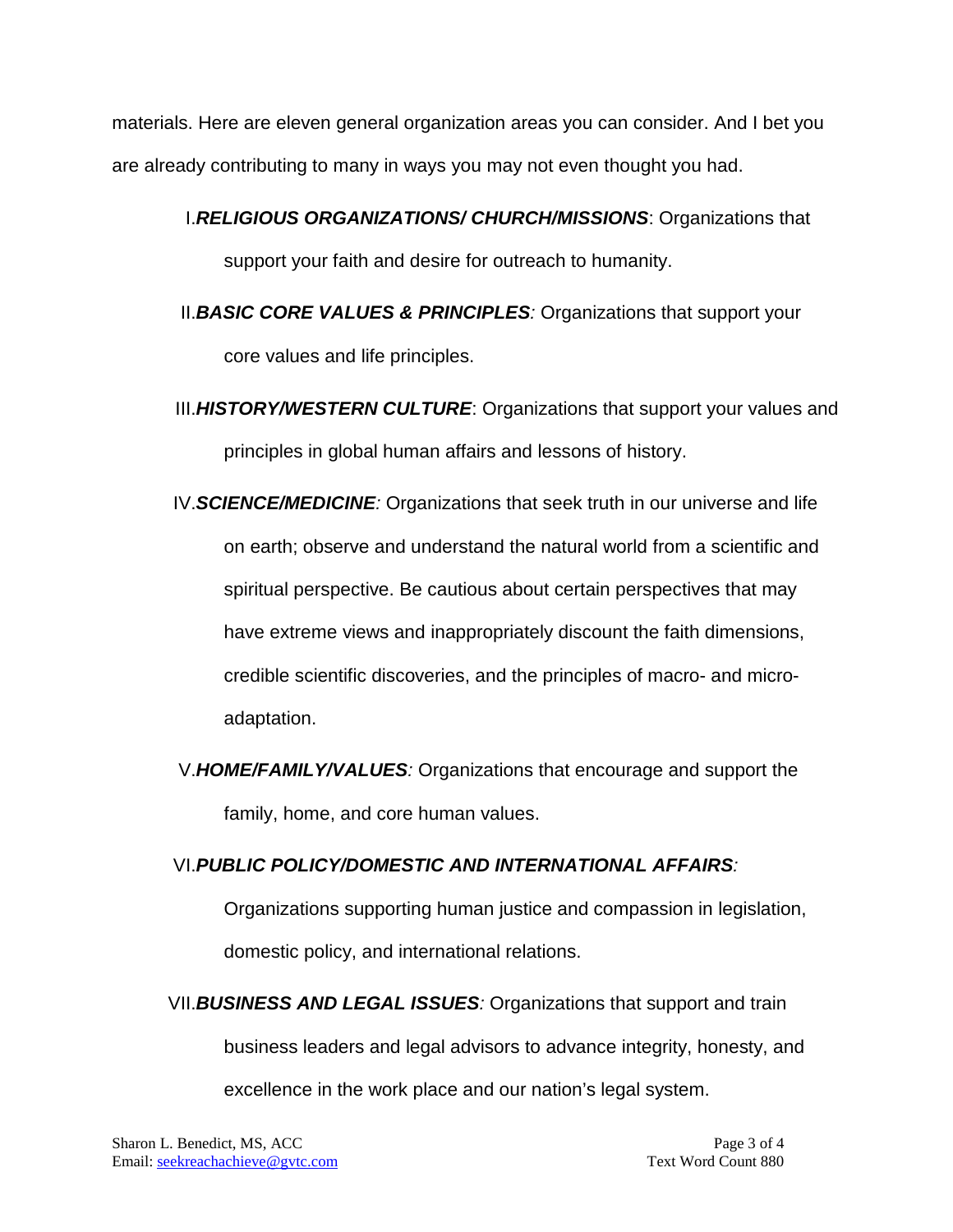materials. Here are eleven general organization areas you can consider. And I bet you are already contributing to many in ways you may not even thought you had.

I. ***RELIGIOUS ORGANIZATIONS/ CHURCH/MISSIONS***: Organizations that support your faith and desire for outreach to humanity.

II. ***BASIC CORE VALUES & PRINCIPLES****:* Organizations that support your core values and life principles.

III. ***HISTORY/WESTERN CULTURE***: Organizations that support your values and principles in global human affairs and lessons of history.

IV. ***SCIENCE/MEDICINE****:* Organizations that seek truth in our universe and life on earth; observe and understand the natural world from a scientific and spiritual perspective. Be cautious about certain perspectives that may have extreme views and inappropriately discount the faith dimensions, credible scientific discoveries, and the principles of macro- and micro-adaptation.

V. ***HOME/FAMILY/VALUES****:* Organizations that encourage and support the family, home, and core human values.

VI. ***PUBLIC POLICY/DOMESTIC AND INTERNATIONAL AFFAIRS****:* Organizations supporting human justice and compassion in legislation, domestic policy, and international relations.

VII. ***BUSINESS AND LEGAL ISSUES****:* Organizations that support and train business leaders and legal advisors to advance integrity, honesty, and excellence in the work place and our nation's legal system.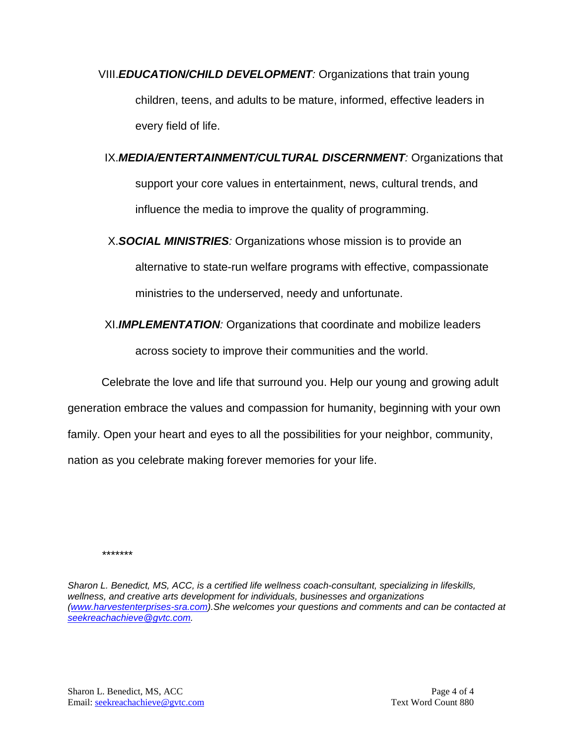VIII. ***EDUCATION/CHILD DEVELOPMENT****:* Organizations that train young children, teens, and adults to be mature, informed, effective leaders in every field of life.

IX. ***MEDIA/ENTERTAINMENT/CULTURAL DISCERNMENT****:* Organizations that support your core values in entertainment, news, cultural trends, and influence the media to improve the quality of programming.

X. ***SOCIAL MINISTRIES****:* Organizations whose mission is to provide an alternative to state-run welfare programs with effective, compassionate ministries to the underserved, needy and unfortunate.

XI. ***IMPLEMENTATION****:* Organizations that coordinate and mobilize leaders across society to improve their communities and the world.

Celebrate the love and life that surround you. Help our young and growing adult generation embrace the values and compassion for humanity, beginning with your own family. Open your heart and eyes to all the possibilities for your neighbor, community, nation as you celebrate making forever memories for your life.

*******

*Sharon L. Benedict, MS, ACC, is a certified life wellness coach-consultant, specializing in lifeskills, wellness, and creative arts development for individuals, businesses and organizations (www.harvestenterprises-sra.com).She welcomes your questions and comments and can be contacted at seekreachachieve@gvtc.com.*

Sharon L. Benedict, MS, ACC
Email: seekreachachieve@gvtc.com

Text Word Count 880